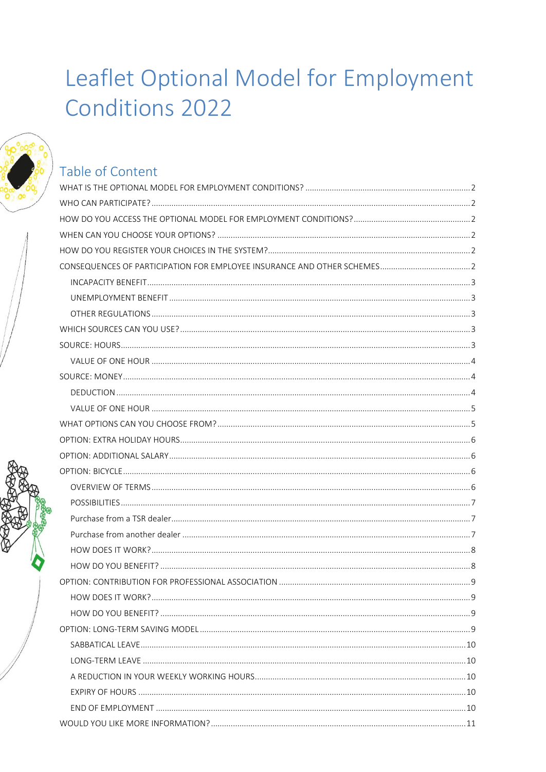# Leaflet Optional Model for Employment Conditions 2022

## Table of Content

- WHAT IS THE OPTIONAL MODEL FOR EMPLOYMENT CONDITIONS? ... 2
- WHO CAN PARTICIPATE? ... 2
- HOW DO YOU ACCESS THE OPTIONAL MODEL FOR EMPLOYMENT CONDITIONS? ... 2
- WHEN CAN YOU CHOOSE YOUR OPTIONS? ... 2
- HOW DO YOU REGISTER YOUR CHOICES IN THE SYSTEM? ... 2
- CONSEQUENCES OF PARTICIPATION FOR EMPLOYEE INSURANCE AND OTHER SCHEMES ... 2
  - INCAPACITY BENEFIT ... 3
  - UNEMPLOYMENT BENEFIT ... 3
  - OTHER REGULATIONS ... 3
- WHICH SOURCES CAN YOU USE? ... 3
- SOURCE: HOURS ... 3
  - VALUE OF ONE HOUR ... 4
- SOURCE: MONEY ... 4
  - DEDUCTION ... 4
  - VALUE OF ONE HOUR ... 5
- WHAT OPTIONS CAN YOU CHOOSE FROM? ... 5
- OPTION: EXTRA HOLIDAY HOURS ... 6
- OPTION: ADDITIONAL SALARY ... 6
- OPTION: BICYCLE ... 6
  - OVERVIEW OF TERMS ... 6
  - POSSIBILITIES ... 7
  - Purchase from a TSR dealer ... 7
  - Purchase from another dealer ... 7
  - HOW DOES IT WORK? ... 8
  - HOW DO YOU BENEFIT? ... 8
- OPTION: CONTRIBUTION FOR PROFESSIONAL ASSOCIATION ... 9
  - HOW DOES IT WORK? ... 9
  - HOW DO YOU BENEFIT? ... 9
- OPTION: LONG-TERM SAVING MODEL ... 9
  - SABBATICAL LEAVE ... 10
  - LONG-TERM LEAVE ... 10
  - A REDUCTION IN YOUR WEEKLY WORKING HOURS ... 10
  - EXPIRY OF HOURS ... 10
  - END OF EMPLOYMENT ... 10
- WOULD YOU LIKE MORE INFORMATION? ... 11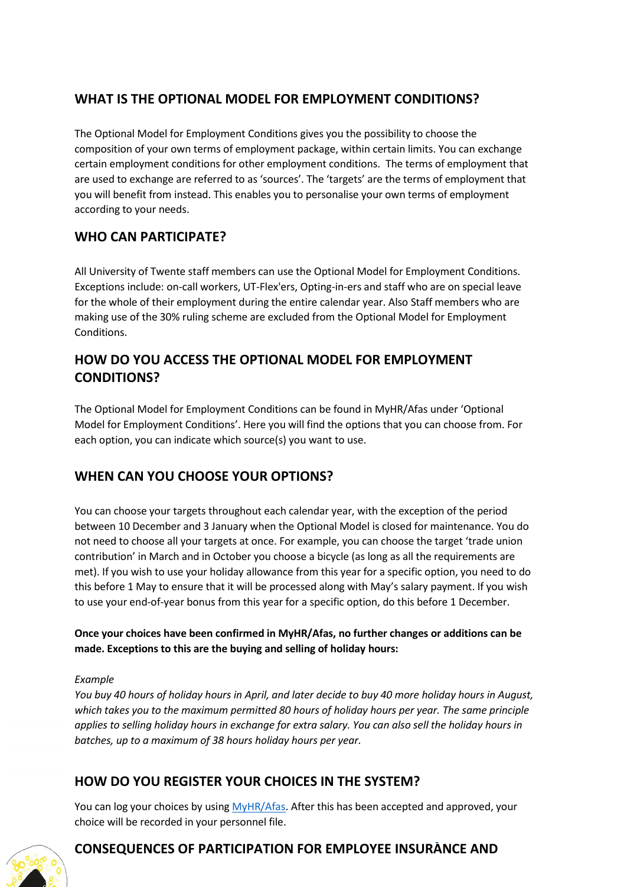## WHAT IS THE OPTIONAL MODEL FOR EMPLOYMENT CONDITIONS?

The Optional Model for Employment Conditions gives you the possibility to choose the composition of your own terms of employment package, within certain limits. You can exchange certain employment conditions for other employment conditions. The terms of employment that are used to exchange are referred to as 'sources'. The 'targets' are the terms of employment that you will benefit from instead. This enables you to personalise your own terms of employment according to your needs.

## WHO CAN PARTICIPATE?

All University of Twente staff members can use the Optional Model for Employment Conditions. Exceptions include: on-call workers, UT-Flex'ers, Opting-in-ers and staff who are on special leave for the whole of their employment during the entire calendar year. Also Staff members who are making use of the 30% ruling scheme are excluded from the Optional Model for Employment Conditions.

## HOW DO YOU ACCESS THE OPTIONAL MODEL FOR EMPLOYMENT CONDITIONS?

The Optional Model for Employment Conditions can be found in MyHR/Afas under 'Optional Model for Employment Conditions'. Here you will find the options that you can choose from. For each option, you can indicate which source(s) you want to use.

## WHEN CAN YOU CHOOSE YOUR OPTIONS?

You can choose your targets throughout each calendar year, with the exception of the period between 10 December and 3 January when the Optional Model is closed for maintenance. You do not need to choose all your targets at once. For example, you can choose the target 'trade union contribution' in March and in October you choose a bicycle (as long as all the requirements are met). If you wish to use your holiday allowance from this year for a specific option, you need to do this before 1 May to ensure that it will be processed along with May's salary payment. If you wish to use your end-of-year bonus from this year for a specific option, do this before 1 December.

**Once your choices have been confirmed in MyHR/Afas, no further changes or additions can be made. Exceptions to this are the buying and selling of holiday hours:**

*Example*
*You buy 40 hours of holiday hours in April, and later decide to buy 40 more holiday hours in August, which takes you to the maximum permitted 80 hours of holiday hours per year. The same principle applies to selling holiday hours in exchange for extra salary. You can also sell the holiday hours in batches, up to a maximum of 38 hours holiday hours per year.*

## HOW DO YOU REGISTER YOUR CHOICES IN THE SYSTEM?

You can log your choices by using [MyHR/Afas](). After this has been accepted and approved, your choice will be recorded in your personnel file.

## CONSEQUENCES OF PARTICIPATION FOR EMPLOYEE INSURANCE AND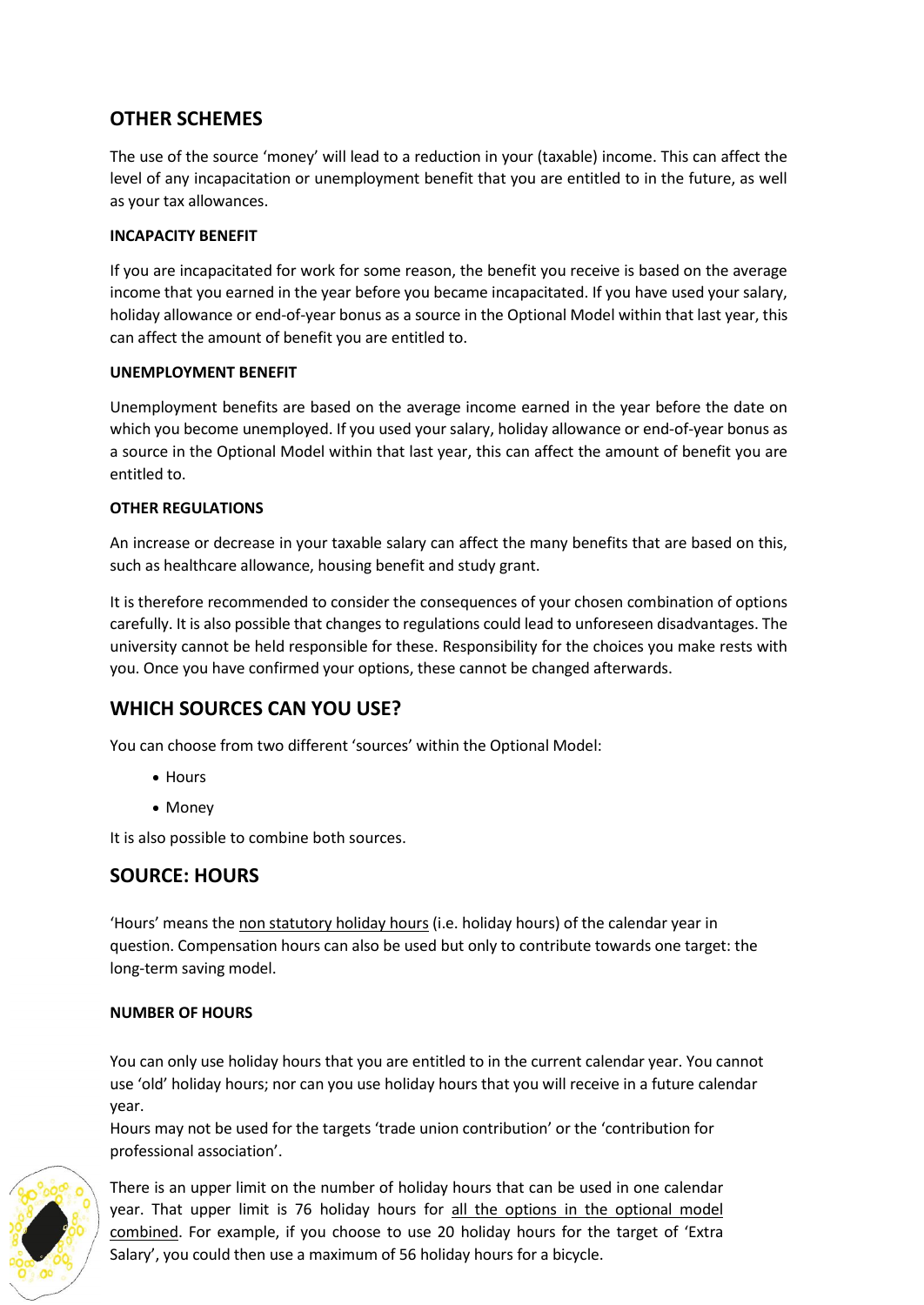## OTHER SCHEMES

The use of the source 'money' will lead to a reduction in your (taxable) income. This can affect the level of any incapacitation or unemployment benefit that you are entitled to in the future, as well as your tax allowances.

#### INCAPACITY BENEFIT

If you are incapacitated for work for some reason, the benefit you receive is based on the average income that you earned in the year before you became incapacitated. If you have used your salary, holiday allowance or end-of-year bonus as a source in the Optional Model within that last year, this can affect the amount of benefit you are entitled to.

#### UNEMPLOYMENT BENEFIT

Unemployment benefits are based on the average income earned in the year before the date on which you become unemployed. If you used your salary, holiday allowance or end-of-year bonus as a source in the Optional Model within that last year, this can affect the amount of benefit you are entitled to.

#### OTHER REGULATIONS

An increase or decrease in your taxable salary can affect the many benefits that are based on this, such as healthcare allowance, housing benefit and study grant.

It is therefore recommended to consider the consequences of your chosen combination of options carefully. It is also possible that changes to regulations could lead to unforeseen disadvantages. The university cannot be held responsible for these. Responsibility for the choices you make rests with you. Once you have confirmed your options, these cannot be changed afterwards.

## WHICH SOURCES CAN YOU USE?

You can choose from two different 'sources' within the Optional Model:

- Hours
- Money

It is also possible to combine both sources.

## SOURCE: HOURS

'Hours' means the non statutory holiday hours (i.e. holiday hours) of the calendar year in question. Compensation hours can also be used but only to contribute towards one target: the long-term saving model.

#### NUMBER OF HOURS

You can only use holiday hours that you are entitled to in the current calendar year. You cannot use 'old' holiday hours; nor can you use holiday hours that you will receive in a future calendar year.
Hours may not be used for the targets 'trade union contribution' or the 'contribution for professional association'.

There is an upper limit on the number of holiday hours that can be used in one calendar year. That upper limit is 76 holiday hours for all the options in the optional model combined. For example, if you choose to use 20 holiday hours for the target of 'Extra Salary', you could then use a maximum of 56 holiday hours for a bicycle.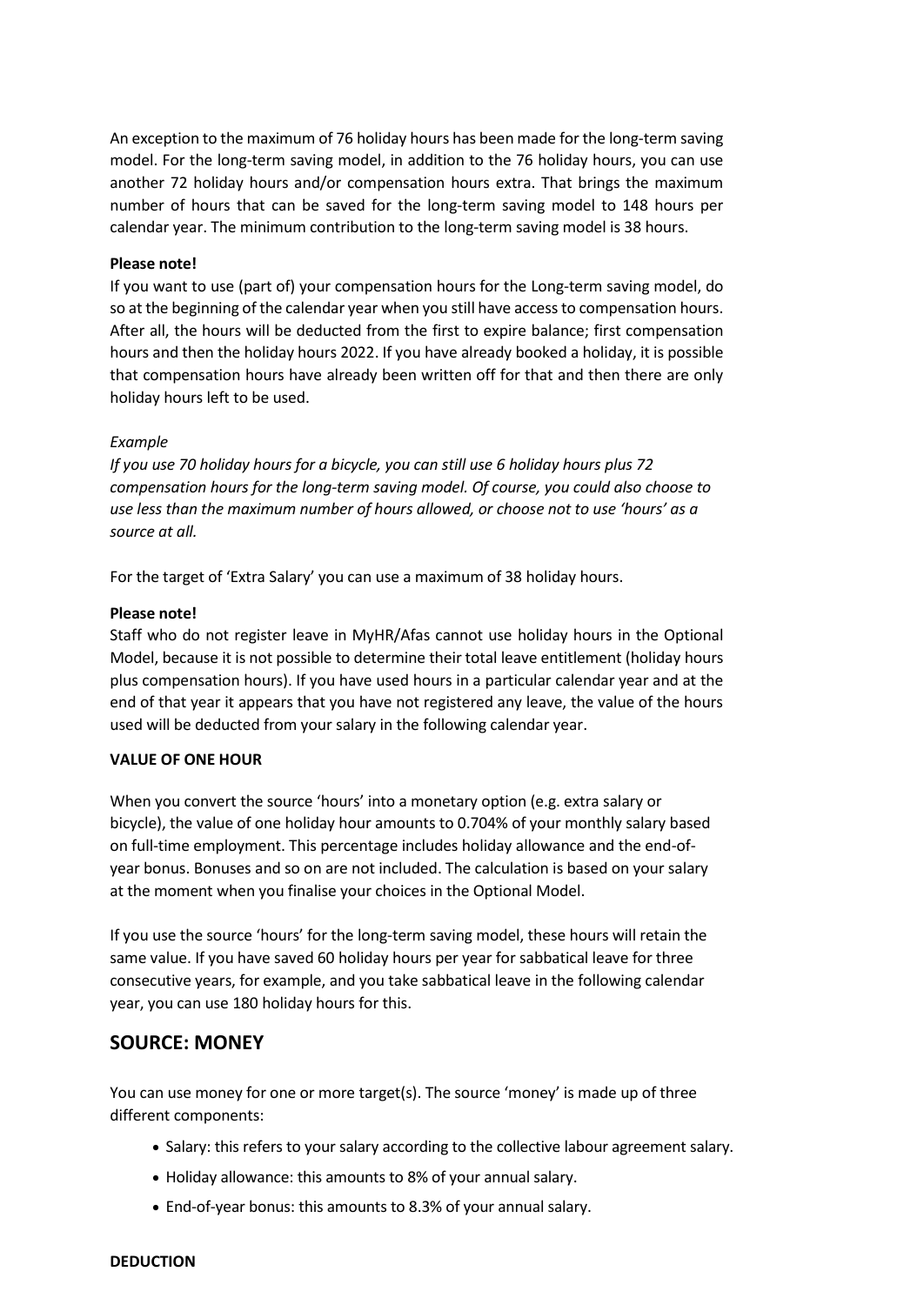An exception to the maximum of 76 holiday hours has been made for the long-term saving model. For the long-term saving model, in addition to the 76 holiday hours, you can use another 72 holiday hours and/or compensation hours extra. That brings the maximum number of hours that can be saved for the long-term saving model to 148 hours per calendar year. The minimum contribution to the long-term saving model is 38 hours.

**Please note!**
If you want to use (part of) your compensation hours for the Long-term saving model, do so at the beginning of the calendar year when you still have access to compensation hours. After all, the hours will be deducted from the first to expire balance; first compensation hours and then the holiday hours 2022. If you have already booked a holiday, it is possible that compensation hours have already been written off for that and then there are only holiday hours left to be used.

*Example*
*If you use 70 holiday hours for a bicycle, you can still use 6 holiday hours plus 72 compensation hours for the long-term saving model. Of course, you could also choose to use less than the maximum number of hours allowed, or choose not to use 'hours' as a source at all.*

For the target of 'Extra Salary' you can use a maximum of 38 holiday hours.

**Please note!**
Staff who do not register leave in MyHR/Afas cannot use holiday hours in the Optional Model, because it is not possible to determine their total leave entitlement (holiday hours plus compensation hours). If you have used hours in a particular calendar year and at the end of that year it appears that you have not registered any leave, the value of the hours used will be deducted from your salary in the following calendar year.

**VALUE OF ONE HOUR**

When you convert the source 'hours' into a monetary option (e.g. extra salary or bicycle), the value of one holiday hour amounts to 0.704% of your monthly salary based on full-time employment. This percentage includes holiday allowance and the end-of-year bonus. Bonuses and so on are not included. The calculation is based on your salary at the moment when you finalise your choices in the Optional Model.

If you use the source 'hours' for the long-term saving model, these hours will retain the same value. If you have saved 60 holiday hours per year for sabbatical leave for three consecutive years, for example, and you take sabbatical leave in the following calendar year, you can use 180 holiday hours for this.

## SOURCE: MONEY

You can use money for one or more target(s). The source 'money' is made up of three different components:

- Salary: this refers to your salary according to the collective labour agreement salary.
- Holiday allowance: this amounts to 8% of your annual salary.
- End-of-year bonus: this amounts to 8.3% of your annual salary.

**DEDUCTION**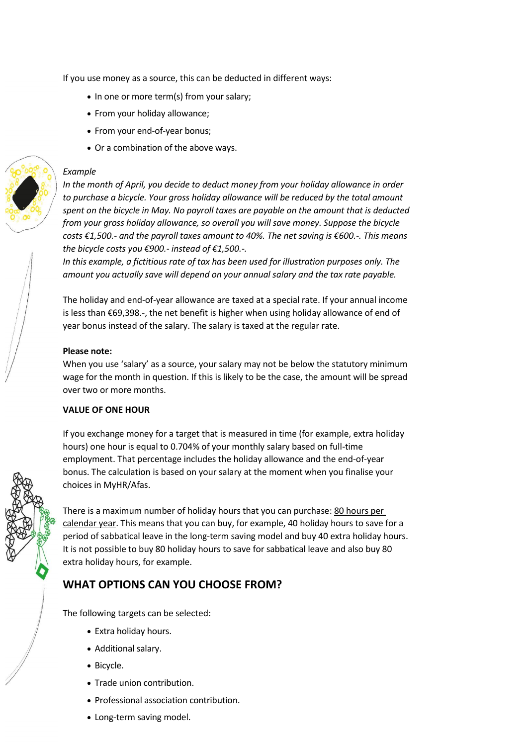If you use money as a source, this can be deducted in different ways:

- In one or more term(s) from your salary;
- From your holiday allowance;
- From your end-of-year bonus;
- Or a combination of the above ways.

*Example*
*In the month of April, you decide to deduct money from your holiday allowance in order to purchase a bicycle. Your gross holiday allowance will be reduced by the total amount spent on the bicycle in May. No payroll taxes are payable on the amount that is deducted from your gross holiday allowance, so overall you will save money. Suppose the bicycle costs €1,500.- and the payroll taxes amount to 40%. The net saving is €600.-. This means the bicycle costs you €900.- instead of €1,500.-.*
*In this example, a fictitious rate of tax has been used for illustration purposes only. The amount you actually save will depend on your annual salary and the tax rate payable.*

The holiday and end-of-year allowance are taxed at a special rate. If your annual income is less than €69,398.-, the net benefit is higher when using holiday allowance of end of year bonus instead of the salary. The salary is taxed at the regular rate.

**Please note:**
When you use 'salary' as a source, your salary may not be below the statutory minimum wage for the month in question. If this is likely to be the case, the amount will be spread over two or more months.

**VALUE OF ONE HOUR**

If you exchange money for a target that is measured in time (for example, extra holiday hours) one hour is equal to 0.704% of your monthly salary based on full-time employment. That percentage includes the holiday allowance and the end-of-year bonus. The calculation is based on your salary at the moment when you finalise your choices in MyHR/Afas.

There is a maximum number of holiday hours that you can purchase: 80 hours per calendar year. This means that you can buy, for example, 40 holiday hours to save for a period of sabbatical leave in the long-term saving model and buy 40 extra holiday hours. It is not possible to buy 80 holiday hours to save for sabbatical leave and also buy 80 extra holiday hours, for example.

## WHAT OPTIONS CAN YOU CHOOSE FROM?

The following targets can be selected:

- Extra holiday hours.
- Additional salary.
- Bicycle.
- Trade union contribution.
- Professional association contribution.
- Long-term saving model.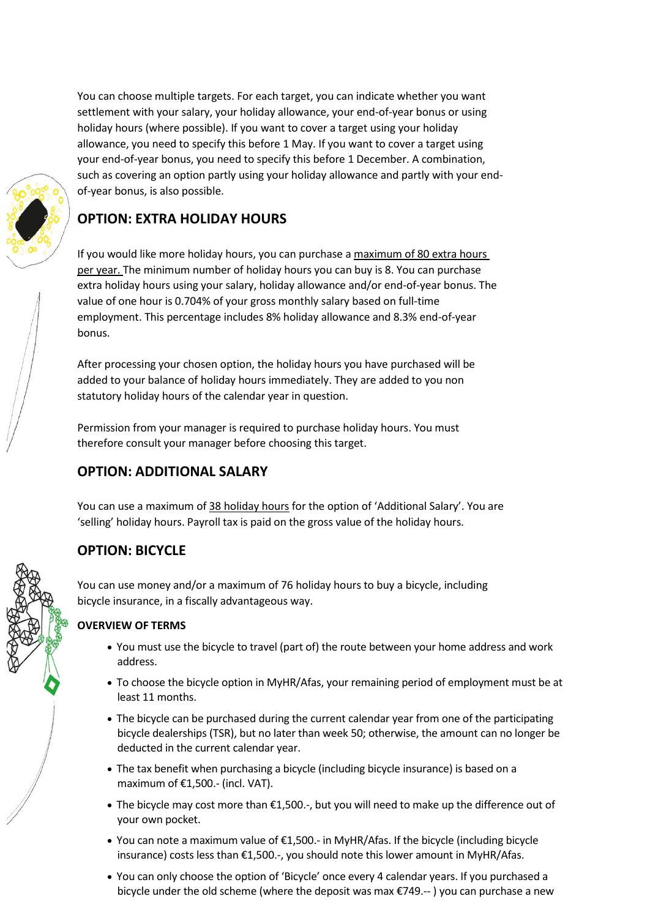You can choose multiple targets. For each target, you can indicate whether you want settlement with your salary, your holiday allowance, your end-of-year bonus or using holiday hours (where possible). If you want to cover a target using your holiday allowance, you need to specify this before 1 May. If you want to cover a target using your end-of-year bonus, you need to specify this before 1 December. A combination, such as covering an option partly using your holiday allowance and partly with your end-of-year bonus, is also possible.

## OPTION: EXTRA HOLIDAY HOURS

If you would like more holiday hours, you can purchase a maximum of 80 extra hours per year. The minimum number of holiday hours you can buy is 8. You can purchase extra holiday hours using your salary, holiday allowance and/or end-of-year bonus. The value of one hour is 0.704% of your gross monthly salary based on full-time employment. This percentage includes 8% holiday allowance and 8.3% end-of-year bonus.

After processing your chosen option, the holiday hours you have purchased will be added to your balance of holiday hours immediately. They are added to you non statutory holiday hours of the calendar year in question.

Permission from your manager is required to purchase holiday hours. You must therefore consult your manager before choosing this target.

## OPTION: ADDITIONAL SALARY

You can use a maximum of 38 holiday hours for the option of 'Additional Salary'. You are 'selling' holiday hours. Payroll tax is paid on the gross value of the holiday hours.

## OPTION: BICYCLE

You can use money and/or a maximum of 76 holiday hours to buy a bicycle, including bicycle insurance, in a fiscally advantageous way.

**OVERVIEW OF TERMS**

- You must use the bicycle to travel (part of) the route between your home address and work address.
- To choose the bicycle option in MyHR/Afas, your remaining period of employment must be at least 11 months.
- The bicycle can be purchased during the current calendar year from one of the participating bicycle dealerships (TSR), but no later than week 50; otherwise, the amount can no longer be deducted in the current calendar year.
- The tax benefit when purchasing a bicycle (including bicycle insurance) is based on a maximum of €1,500.- (incl. VAT).
- The bicycle may cost more than €1,500.-, but you will need to make up the difference out of your own pocket.
- You can note a maximum value of €1,500.- in MyHR/Afas. If the bicycle (including bicycle insurance) costs less than €1,500.-, you should note this lower amount in MyHR/Afas.
- You can only choose the option of 'Bicycle' once every 4 calendar years. If you purchased a bicycle under the old scheme (where the deposit was max €749.-- ) you can purchase a new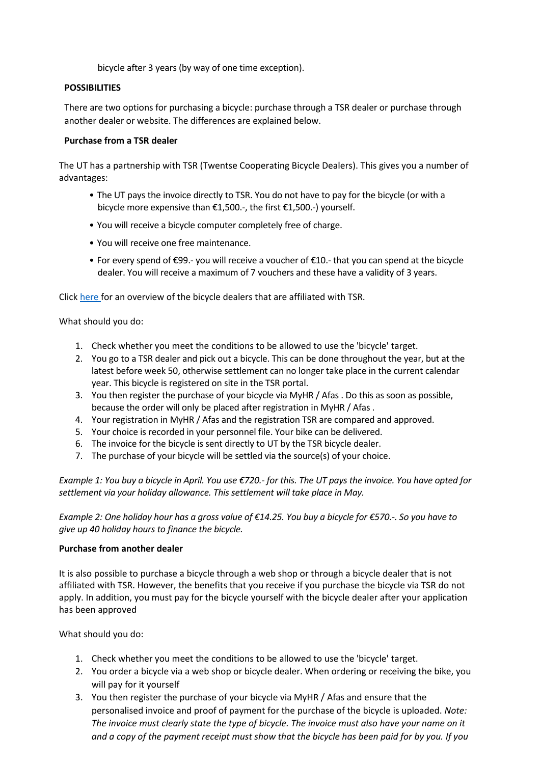bicycle after 3 years (by way of one time exception).

**POSSIBILITIES**

There are two options for purchasing a bicycle: purchase through a TSR dealer or purchase through another dealer or website. The differences are explained below.

**Purchase from a TSR dealer**

The UT has a partnership with TSR (Twentse Cooperating Bicycle Dealers). This gives you a number of advantages:

- The UT pays the invoice directly to TSR. You do not have to pay for the bicycle (or with a bicycle more expensive than €1,500.-, the first €1,500.-) yourself.
- You will receive a bicycle computer completely free of charge.
- You will receive one free maintenance.
- For every spend of €99.- you will receive a voucher of €10.- that you can spend at the bicycle dealer. You will receive a maximum of 7 vouchers and these have a validity of 3 years.

Click here for an overview of the bicycle dealers that are affiliated with TSR.

What should you do:

1. Check whether you meet the conditions to be allowed to use the 'bicycle' target.
2. You go to a TSR dealer and pick out a bicycle. This can be done throughout the year, but at the latest before week 50, otherwise settlement can no longer take place in the current calendar year. This bicycle is registered on site in the TSR portal.
3. You then register the purchase of your bicycle via MyHR / Afas . Do this as soon as possible, because the order will only be placed after registration in MyHR / Afas .
4. Your registration in MyHR / Afas and the registration TSR are compared and approved.
5. Your choice is recorded in your personnel file. Your bike can be delivered.
6. The invoice for the bicycle is sent directly to UT by the TSR bicycle dealer.
7. The purchase of your bicycle will be settled via the source(s) of your choice.

*Example 1: You buy a bicycle in April. You use €720.- for this. The UT pays the invoice. You have opted for settlement via your holiday allowance. This settlement will take place in May.*

*Example 2: One holiday hour has a gross value of €14.25. You buy a bicycle for €570.-. So you have to give up 40 holiday hours to finance the bicycle.*

**Purchase from another dealer**

It is also possible to purchase a bicycle through a web shop or through a bicycle dealer that is not affiliated with TSR. However, the benefits that you receive if you purchase the bicycle via TSR do not apply. In addition, you must pay for the bicycle yourself with the bicycle dealer after your application has been approved

What should you do:

1. Check whether you meet the conditions to be allowed to use the 'bicycle' target.
2. You order a bicycle via a web shop or bicycle dealer. When ordering or receiving the bike, you will pay for it yourself
3. You then register the purchase of your bicycle via MyHR / Afas and ensure that the personalised invoice and proof of payment for the purchase of the bicycle is uploaded. *Note: The invoice must clearly state the type of bicycle. The invoice must also have your name on it and a copy of the payment receipt must show that the bicycle has been paid for by you. If you*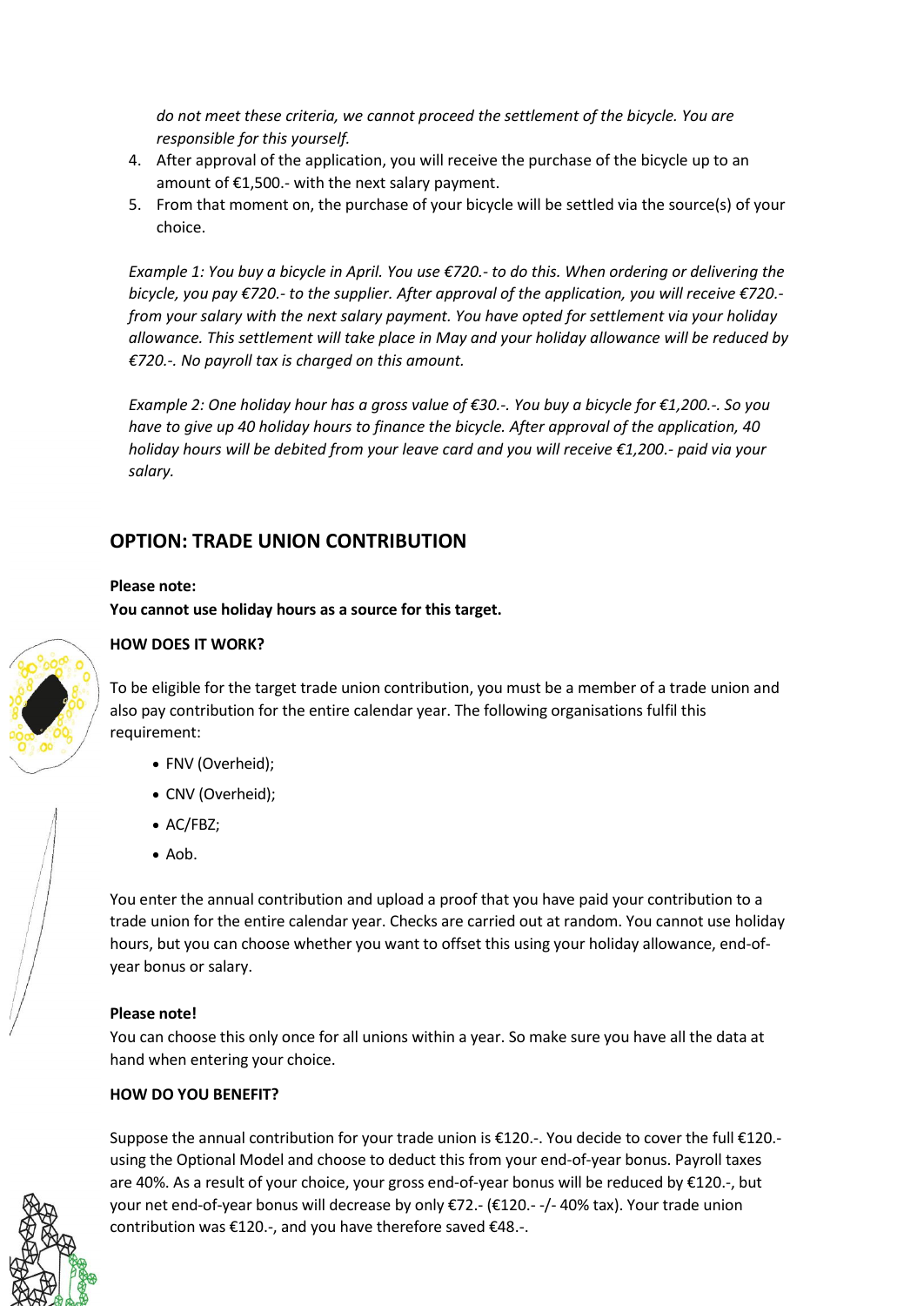*do not meet these criteria, we cannot proceed the settlement of the bicycle. You are responsible for this yourself.*

4. After approval of the application, you will receive the purchase of the bicycle up to an amount of €1,500.- with the next salary payment.
5. From that moment on, the purchase of your bicycle will be settled via the source(s) of your choice.

*Example 1: You buy a bicycle in April. You use €720.- to do this. When ordering or delivering the bicycle, you pay €720.- to the supplier. After approval of the application, you will receive €720.- from your salary with the next salary payment. You have opted for settlement via your holiday allowance. This settlement will take place in May and your holiday allowance will be reduced by €720.-. No payroll tax is charged on this amount.*

*Example 2: One holiday hour has a gross value of €30.-. You buy a bicycle for €1,200.-. So you have to give up 40 holiday hours to finance the bicycle. After approval of the application, 40 holiday hours will be debited from your leave card and you will receive €1,200.- paid via your salary.*

## OPTION: TRADE UNION CONTRIBUTION

**Please note:**
**You cannot use holiday hours as a source for this target.**

**HOW DOES IT WORK?**

To be eligible for the target trade union contribution, you must be a member of a trade union and also pay contribution for the entire calendar year. The following organisations fulfil this requirement:

- FNV (Overheid);
- CNV (Overheid);
- AC/FBZ;
- Aob.

You enter the annual contribution and upload a proof that you have paid your contribution to a trade union for the entire calendar year. Checks are carried out at random. You cannot use holiday hours, but you can choose whether you want to offset this using your holiday allowance, end-of-year bonus or salary.

**Please note!**
You can choose this only once for all unions within a year. So make sure you have all the data at hand when entering your choice.

**HOW DO YOU BENEFIT?**

Suppose the annual contribution for your trade union is €120.-. You decide to cover the full €120.- using the Optional Model and choose to deduct this from your end-of-year bonus. Payroll taxes are 40%. As a result of your choice, your gross end-of-year bonus will be reduced by €120.-, but your net end-of-year bonus will decrease by only €72.- (€120.- -/- 40% tax). Your trade union contribution was €120.-, and you have therefore saved €48.-.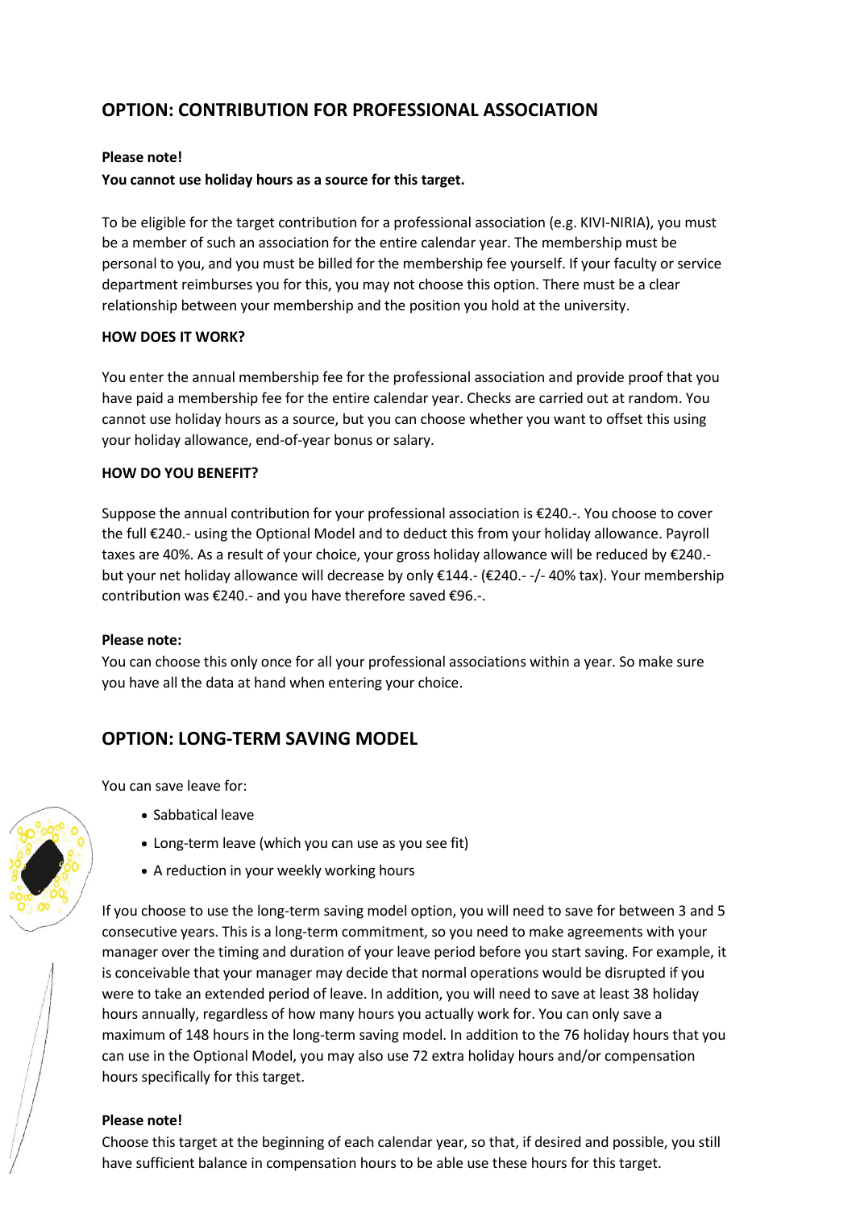## OPTION: CONTRIBUTION FOR PROFESSIONAL ASSOCIATION

**Please note!**
**You cannot use holiday hours as a source for this target.**

To be eligible for the target contribution for a professional association (e.g. KIVI-NIRIA), you must be a member of such an association for the entire calendar year. The membership must be personal to you, and you must be billed for the membership fee yourself. If your faculty or service department reimburses you for this, you may not choose this option. There must be a clear relationship between your membership and the position you hold at the university.

**HOW DOES IT WORK?**

You enter the annual membership fee for the professional association and provide proof that you have paid a membership fee for the entire calendar year. Checks are carried out at random. You cannot use holiday hours as a source, but you can choose whether you want to offset this using your holiday allowance, end-of-year bonus or salary.

**HOW DO YOU BENEFIT?**

Suppose the annual contribution for your professional association is €240.-. You choose to cover the full €240.- using the Optional Model and to deduct this from your holiday allowance. Payroll taxes are 40%. As a result of your choice, your gross holiday allowance will be reduced by €240.- but your net holiday allowance will decrease by only €144.- (€240.- -/- 40% tax). Your membership contribution was €240.- and you have therefore saved €96.-.

**Please note:**
You can choose this only once for all your professional associations within a year. So make sure you have all the data at hand when entering your choice.

## OPTION: LONG-TERM SAVING MODEL

You can save leave for:

- Sabbatical leave
- Long-term leave (which you can use as you see fit)
- A reduction in your weekly working hours

If you choose to use the long-term saving model option, you will need to save for between 3 and 5 consecutive years. This is a long-term commitment, so you need to make agreements with your manager over the timing and duration of your leave period before you start saving. For example, it is conceivable that your manager may decide that normal operations would be disrupted if you were to take an extended period of leave. In addition, you will need to save at least 38 holiday hours annually, regardless of how many hours you actually work for. You can only save a maximum of 148 hours in the long-term saving model. In addition to the 76 holiday hours that you can use in the Optional Model, you may also use 72 extra holiday hours and/or compensation hours specifically for this target.

**Please note!**
Choose this target at the beginning of each calendar year, so that, if desired and possible, you still have sufficient balance in compensation hours to be able use these hours for this target.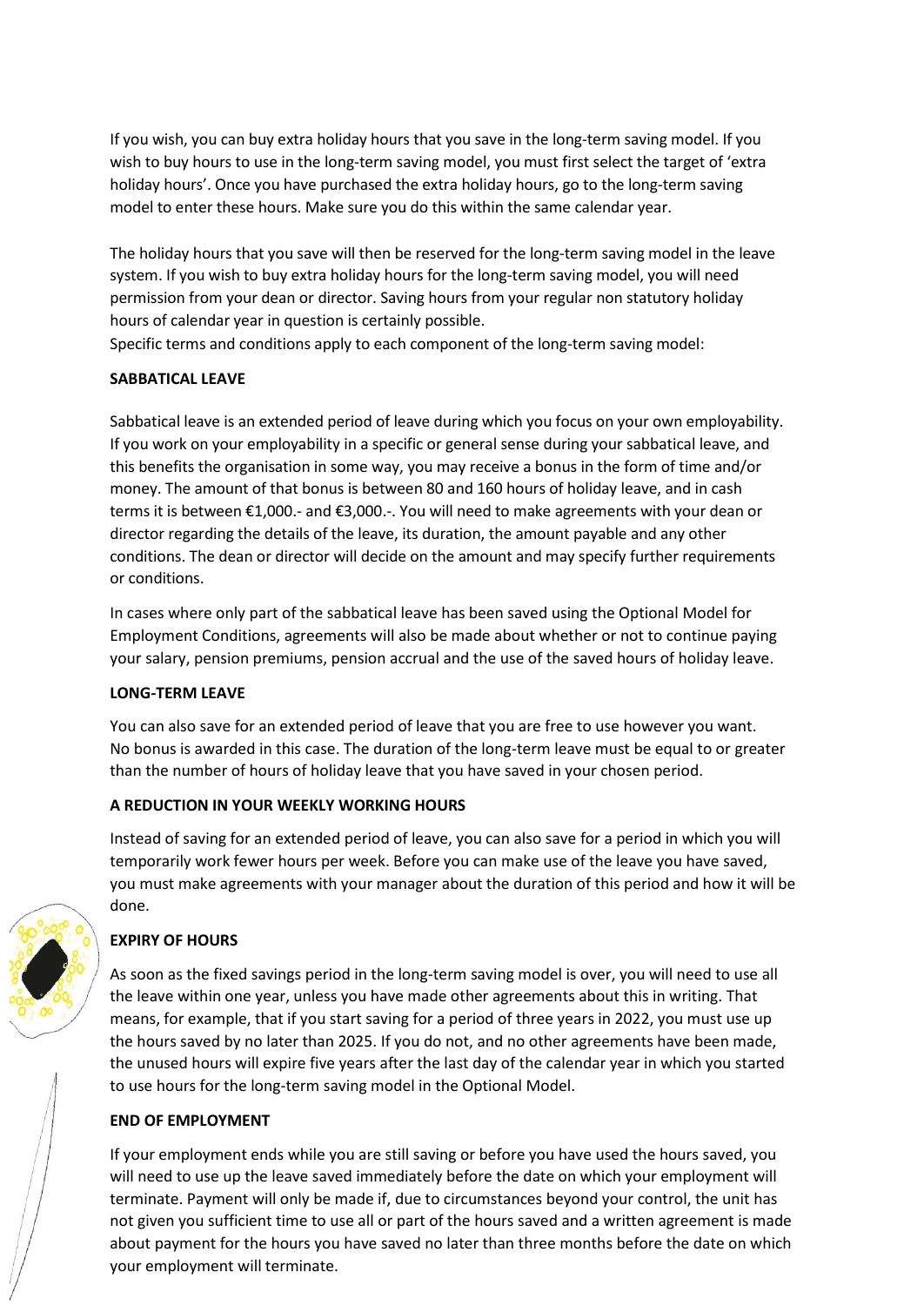If you wish, you can buy extra holiday hours that you save in the long-term saving model. If you wish to buy hours to use in the long-term saving model, you must first select the target of 'extra holiday hours'. Once you have purchased the extra holiday hours, go to the long-term saving model to enter these hours. Make sure you do this within the same calendar year.

The holiday hours that you save will then be reserved for the long-term saving model in the leave system. If you wish to buy extra holiday hours for the long-term saving model, you will need permission from your dean or director. Saving hours from your regular non statutory holiday hours of calendar year in question is certainly possible.
Specific terms and conditions apply to each component of the long-term saving model:

**SABBATICAL LEAVE**

Sabbatical leave is an extended period of leave during which you focus on your own employability. If you work on your employability in a specific or general sense during your sabbatical leave, and this benefits the organisation in some way, you may receive a bonus in the form of time and/or money. The amount of that bonus is between 80 and 160 hours of holiday leave, and in cash terms it is between €1,000.- and €3,000.-. You will need to make agreements with your dean or director regarding the details of the leave, its duration, the amount payable and any other conditions. The dean or director will decide on the amount and may specify further requirements or conditions.

In cases where only part of the sabbatical leave has been saved using the Optional Model for Employment Conditions, agreements will also be made about whether or not to continue paying your salary, pension premiums, pension accrual and the use of the saved hours of holiday leave.

**LONG-TERM LEAVE**

You can also save for an extended period of leave that you are free to use however you want. No bonus is awarded in this case. The duration of the long-term leave must be equal to or greater than the number of hours of holiday leave that you have saved in your chosen period.

**A REDUCTION IN YOUR WEEKLY WORKING HOURS**

Instead of saving for an extended period of leave, you can also save for a period in which you will temporarily work fewer hours per week. Before you can make use of the leave you have saved, you must make agreements with your manager about the duration of this period and how it will be done.

**EXPIRY OF HOURS**

As soon as the fixed savings period in the long-term saving model is over, you will need to use all the leave within one year, unless you have made other agreements about this in writing. That means, for example, that if you start saving for a period of three years in 2022, you must use up the hours saved by no later than 2025. If you do not, and no other agreements have been made, the unused hours will expire five years after the last day of the calendar year in which you started to use hours for the long-term saving model in the Optional Model.

**END OF EMPLOYMENT**

If your employment ends while you are still saving or before you have used the hours saved, you will need to use up the leave saved immediately before the date on which your employment will terminate. Payment will only be made if, due to circumstances beyond your control, the unit has not given you sufficient time to use all or part of the hours saved and a written agreement is made about payment for the hours you have saved no later than three months before the date on which your employment will terminate.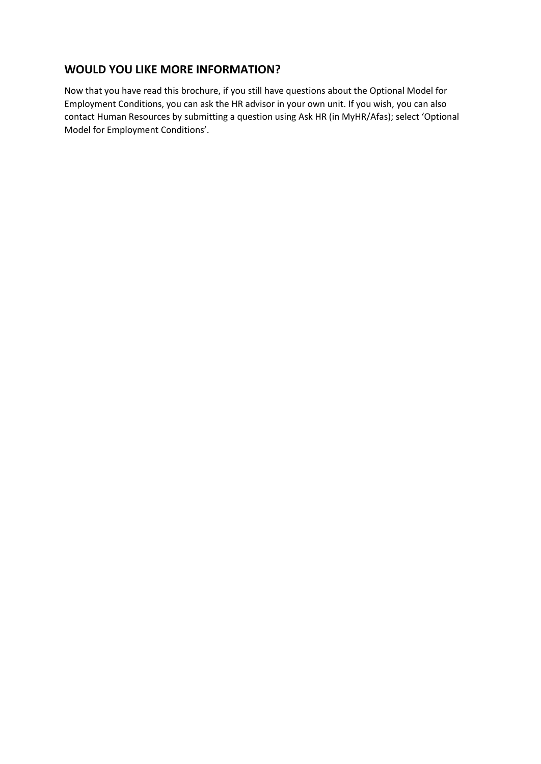## WOULD YOU LIKE MORE INFORMATION?

Now that you have read this brochure, if you still have questions about the Optional Model for Employment Conditions, you can ask the HR advisor in your own unit. If you wish, you can also contact Human Resources by submitting a question using Ask HR (in MyHR/Afas); select 'Optional Model for Employment Conditions'.